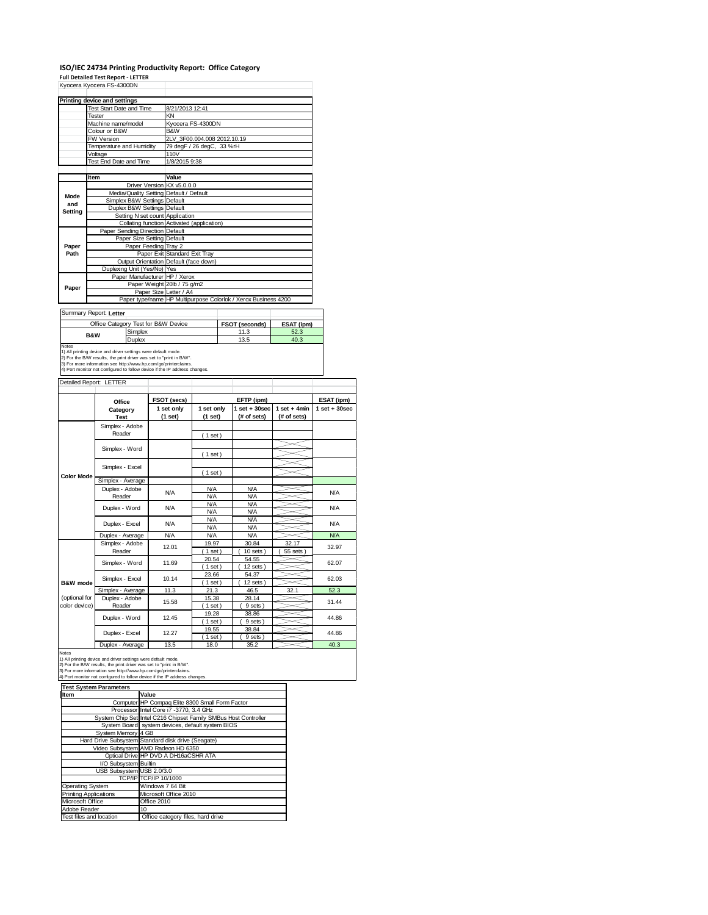# ISO/IEC 24734 Printing Productivity Report: Office Category

**Full Detailed Test Report - LETTER**

Kyocera Kyocera FS-4300DN

| Printing device and settings | |
|---|---|
| Test Start Date and Time | 8/21/2013 12:41 |
| Tester | KN |
| Machine name/model | Kyocera FS-4300DN |
| Colour or B&W | B&W |
| FW Version | 2LV_3F00.004.008 2012.10.19 |
| Temperature and Humidity | 79 degF / 26 degC, 33 %rH |
| Voltage | 110V |
| Test End Date and Time | 1/8/2015 9:38 |

| | Item | Value |
|---|---|---|
| Mode and Setting | Driver Version | KX v5.0.0.0 |
| | Media/Quality Setting | Default / Default |
| | Simplex B&W Settings | Default |
| | Duplex B&W Settings | Default |
| | Setting N set count | Application |
| | Collating function | Activated (application) |
| Paper Path | Paper Sending Direction | Default |
| | Paper Size Setting | Default |
| | Paper Feeding | Tray 2 |
| | Paper Exit | Standard Exit Tray |
| | Output Orientation | Default (face down) |
| | Duplexing Unit (Yes/No) | Yes |
| Paper | Paper Manufacturer | HP / Xerox |
| | Paper Weight | 20lb / 75 g/m2 |
| | Paper Size | Letter / A4 |
| | Paper type/name | HP Multipurpose Colorlok / Xerox Business 4200 |

Summary Report: **Letter**

| Office Category Test for B&W Device | | FSOT (seconds) | ESAT (ipm) |
|---|---|---|---|
| B&W | Simplex | 11.3 | 52.3 |
| | Duplex | 13.5 | 40.3 |

Notes
1) All printing device and driver settings were default mode.
2) For the B/W results, the print driver was set to "print in B/W".
3) For more information see http://www.hp.com/go/printerclaims.
4) Port monitor not configured to follow device if the IP address changes.

Detailed Report: LETTER

| | Office Category Test | FSOT (secs) 1 set only (1 set) | EFTP (ipm) 1 set only (1 set) | EFTP (ipm) 1 set + 30sec (# of sets) | EFTP (ipm) 1 set + 4min (# of sets) | ESAT (ipm) 1 set + 30sec |
|---|---|---|---|---|---|---|
| Color Mode | Simplex - Adobe Reader | | ( 1 set ) | | | |
| | Simplex - Word | | ( 1 set ) | | | |
| | Simplex - Excel | | ( 1 set ) | | | |
| | Simplex - Average | | | | | |
| | Duplex - Adobe Reader | N/A | N/A<br>N/A | N/A<br>N/A | | N/A |
| | Duplex - Word | N/A | N/A<br>N/A | N/A<br>N/A | | N/A |
| | Duplex - Excel | N/A | N/A<br>N/A | N/A<br>N/A | | N/A |
| | Duplex - Average | N/A | N/A | N/A | | N/A |
| B&W mode (optional for color device) | Simplex - Adobe Reader | 12.01 | 19.97<br>( 1 set ) | 30.84<br>( 10 sets ) | 32.17<br>( 55 sets ) | 32.97 |
| | Simplex - Word | 11.69 | 20.54<br>( 1 set ) | 54.55<br>( 12 sets ) | | 62.07 |
| | Simplex - Excel | 10.14 | 23.66<br>( 1 set ) | 54.37<br>( 12 sets ) | | 62.03 |
| | Simplex - Average | 11.3 | 21.3 | 46.5 | 32.1 | 52.3 |
| | Duplex - Adobe Reader | 15.58 | 15.38<br>( 1 set ) | 28.14<br>( 9 sets ) | | 31.44 |
| | Duplex - Word | 12.45 | 19.28<br>( 1 set ) | 38.86<br>( 9 sets ) | | 44.86 |
| | Duplex - Excel | 12.27 | 19.55<br>( 1 set ) | 38.84<br>( 9 sets ) | | 44.86 |
| | Duplex - Average | 13.5 | 18.0 | 35.2 | | 40.3 |

Notes
1) All printing device and driver settings were default mode.
2) For the B/W results, the print driver was set to "print in B/W".
3) For more information see http://www.hp.com/go/printerclaims.
4) Port monitor not configured to follow device if the IP address changes.

| Test System Parameters | |
|---|---|
| **Item** | **Value** |
| Computer | HP Compaq Elite 8300 Small Form Factor |
| Processor | Intel Core i7 -3770, 3.4 GHz |
| System Chip Set | Intel C216 Chipset Family SMBus Host Controller |
| System Board | system devices, default system BIOS |
| System Memory | 4 GB |
| Hard Drive Subsystem | Standard disk drive (Seagate) |
| Video Subsystem | AMD Radeon HD 6350 |
| Optical Drive | HP DVD A DH16aCSHR ATA |
| I/O Subsystem | Builtin |
| USB Subsystem | USB 2.0/3.0 |
| TCP/IP | TCP/IP 10/1000 |
| Operating System | Windows 7 64 Bit |
| Printing Applications | Microsoft Office 2010 |
| Microsoft Office | Office 2010 |
| Adobe Reader | 10 |
| Test files and location | Office category files, hard drive |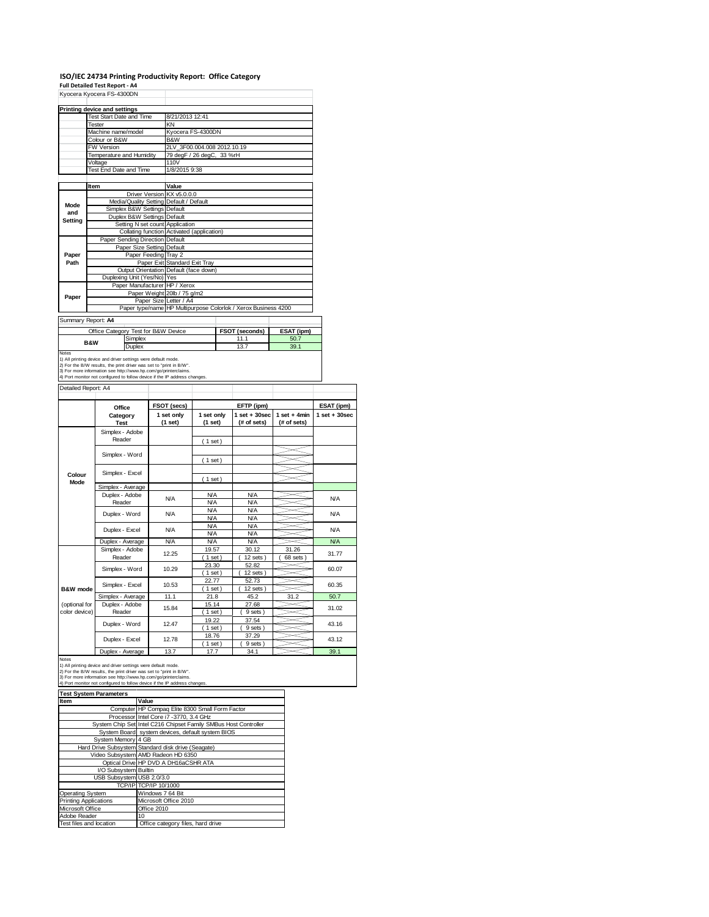# ISO/IEC 24734 Printing Productivity Report: Office Category

**Full Detailed Test Report - A4**

Kyocera Kyocera FS-4300DN

| Printing device and settings | |
|---|---|
| Test Start Date and Time | 8/21/2013 12:41 |
| Tester | KN |
| Machine name/model | Kyocera FS-4300DN |
| Colour or B&W | B&W |
| FW Version | 2LV_3F00.004.008 2012.10.19 |
| Temperature and Humidity | 79 degF / 26 degC, 33 %rH |
| Voltage | 110V |
| Test End Date and Time | 1/8/2015 9:38 |

| | Item | Value |
|---|---|---|
| Mode and Setting | Driver Version | KX v5.0.0.0 |
| | Media/Quality Setting | Default / Default |
| | Simplex B&W Settings | Default |
| | Duplex B&W Settings | Default |
| | Setting N set count | Application |
| | Collating function | Activated (application) |
| Paper Path | Paper Sending Direction | Default |
| | Paper Size Setting | Default |
| | Paper Feeding | Tray 2 |
| | Paper Exit | Standard Exit Tray |
| | Output Orientation | Default (face down) |
| | Duplexing Unit (Yes/No) | Yes |
| Paper | Paper Manufacturer | HP / Xerox |
| | Paper Weight | 20lb / 75 g/m2 |
| | Paper Size | Letter / A4 |
| | Paper type/name | HP Multipurpose Colorlok / Xerox Business 4200 |

Summary Report: **A4**

| Office Category Test for B&W Device | | FSOT (seconds) | ESAT (ipm) |
|---|---|---|---|
| B&W | Simplex | 11.1 | 50.7 |
| | Duplex | 13.7 | 39.1 |

Notes
1) All printing device and driver settings were default mode.
2) For the B/W results, the print driver was set to "print in B/W".
3) For more information see http://www.hp.com/go/printerclaims.
4) Port monitor not configured to follow device if the IP address changes.

Detailed Report: A4

| | Office Category Test | FSOT (secs) 1 set only (1 set) | EFTP (ipm) 1 set only (1 set) | EFTP (ipm) 1 set + 30sec (# of sets) | EFTP (ipm) 1 set + 4min (# of sets) | ESAT (ipm) 1 set + 30sec |
|---|---|---|---|---|---|---|
| Colour Mode | Simplex - Adobe Reader | | ( 1 set ) | | | |
| | Simplex - Word | | ( 1 set ) | | | |
| | Simplex - Excel | | ( 1 set ) | | | |
| | Simplex - Average | | | | | |
| | Duplex - Adobe Reader | N/A | N/A / N/A | N/A / N/A | | N/A |
| | Duplex - Word | N/A | N/A / N/A | N/A / N/A | | N/A |
| | Duplex - Excel | N/A | N/A / N/A | N/A / N/A | | N/A |
| | Duplex - Average | N/A | N/A | N/A | | N/A |
| B&W mode (optional for color device) | Simplex - Adobe Reader | 12.25 | 19.57 ( 1 set ) | 30.12 ( 12 sets ) | 31.26 ( 68 sets ) | 31.77 |
| | Simplex - Word | 10.29 | 23.30 ( 1 set ) | 52.82 ( 12 sets ) | | 60.07 |
| | Simplex - Excel | 10.53 | 22.77 ( 1 set ) | 52.73 ( 12 sets ) | | 60.35 |
| | Simplex - Average | 11.1 | 21.8 | 45.2 | 31.2 | 50.7 |
| | Duplex - Adobe Reader | 15.84 | 15.14 ( 1 set ) | 27.68 ( 9 sets ) | | 31.02 |
| | Duplex - Word | 12.47 | 19.22 ( 1 set ) | 37.54 ( 9 sets ) | | 43.16 |
| | Duplex - Excel | 12.78 | 18.76 ( 1 set ) | 37.29 ( 9 sets ) | | 43.12 |
| | Duplex - Average | 13.7 | 17.7 | 34.1 | | 39.1 |

Notes
1) All printing device and driver settings were default mode.
2) For the B/W results, the print driver was set to "print in B/W".
3) For more information see http://www.hp.com/go/printerclaims.
4) Port monitor not configured to follow device if the IP address changes.

| Test System Parameters | |
|---|---|
| **Item** | **Value** |
| Computer | HP Compaq Elite 8300 Small Form Factor |
| Processor | Intel Core i7 -3770, 3.4 GHz |
| System Chip Set | Intel C216 Chipset Family SMBus Host Controller |
| System Board | system devices, default system BIOS |
| System Memory | 4 GB |
| Hard Drive Subsystem | Standard disk drive (Seagate) |
| Video Subsystem | AMD Radeon HD 6350 |
| Optical Drive | HP DVD A DH16aCSHR ATA |
| I/O Subsystem | Builtin |
| USB Subsystem | USB 2.0/3.0 |
| TCP/IP | TCP/IP 10/1000 |
| Operating System | Windows 7 64 Bit |
| Printing Applications | Microsoft Office 2010 |
| Microsoft Office | Office 2010 |
| Adobe Reader | 10 |
| Test files and location | Office category files, hard drive |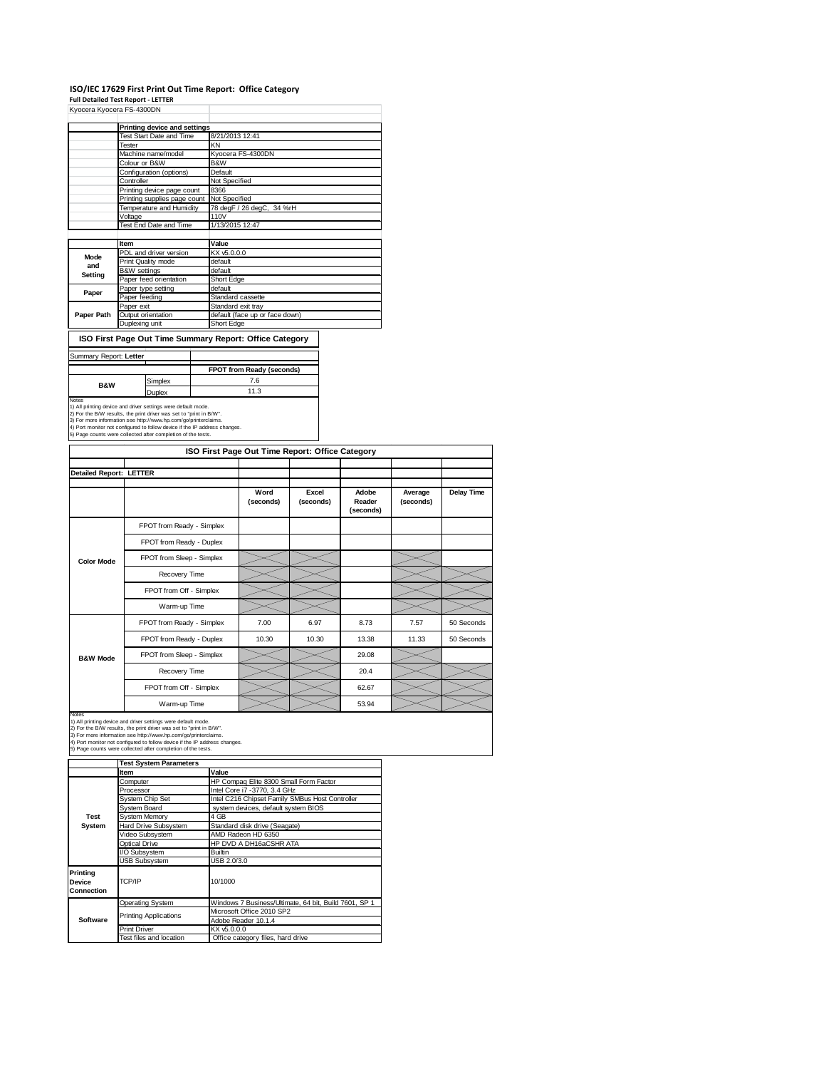# ISO/IEC 17629 First Print Out Time Report: Office Category

**Full Detailed Test Report - LETTER**

Kyocera Kyocera FS-4300DN

| | Printing device and settings | |
|---|---|---|
| | Test Start Date and Time | 8/21/2013 12:41 |
| | Tester | KN |
| | Machine name/model | Kyocera FS-4300DN |
| | Colour or B&W | B&W |
| | Configuration (options) | Default |
| | Controller | Not Specified |
| | Printing device page count | 8366 |
| | Printing supplies page count | Not Specified |
| | Temperature and Humidity | 78 degF / 26 degC, 34 %rH |
| | Voltage | 110V |
| | Test End Date and Time | 1/13/2015 12:47 |

| | Item | Value |
|---|---|---|
| Mode and Setting | PDL and driver version | KX v5.0.0.0 |
| | Print Quality mode | default |
| | B&W settings | default |
| | Paper feed orientation | Short Edge |
| Paper | Paper type setting | default |
| | Paper feeding | Standard cassette |
| Paper Path | Paper exit | Standard exit tray |
| | Output orientation | default (face up or face down) |
| | Duplexing unit | Short Edge |

## ISO First Page Out Time Summary Report: Office Category

Summary Report: **Letter**

| | | FPOT from Ready (seconds) |
|---|---|---|
| B&W | Simplex | 7.6 |
| | Duplex | 11.3 |

Notes
1) All printing device and driver settings were default mode.
2) For the B/W results, the print driver was set to "print in B/W".
3) For more information see http://www.hp.com/go/printerclaims.
4) Port monitor not configured to follow device if the IP address changes.
5) Page counts were collected after completion of the tests.

## ISO First Page Out Time Report: Office Category

**Detailed Report: LETTER**

| | | Word (seconds) | Excel (seconds) | Adobe Reader (seconds) | Average (seconds) | Delay Time |
|---|---|---|---|---|---|---|
| Color Mode | FPOT from Ready - Simplex | | | | | |
| | FPOT from Ready - Duplex | | | | | |
| | FPOT from Sleep - Simplex | | | | | |
| | Recovery Time | | | | | |
| | FPOT from Off - Simplex | | | | | |
| | Warm-up Time | | | | | |
| B&W Mode | FPOT from Ready - Simplex | 7.00 | 6.97 | 8.73 | 7.57 | 50 Seconds |
| | FPOT from Ready - Duplex | 10.30 | 10.30 | 13.38 | 11.33 | 50 Seconds |
| | FPOT from Sleep - Simplex | | | 29.08 | | |
| | Recovery Time | | | 20.4 | | |
| | FPOT from Off - Simplex | | | 62.67 | | |
| | Warm-up Time | | | 53.94 | | |

Notes
1) All printing device and driver settings were default mode.
2) For the B/W results, the print driver was set to "print in B/W".
3) For more information see http://www.hp.com/go/printerclaims.
4) Port monitor not configured to follow device if the IP address changes.
5) Page counts were collected after completion of the tests.

| | Test System Parameters | |
|---|---|---|
| | Item | Value |
| Test System | Computer | HP Compaq Elite 8300 Small Form Factor |
| | Processor | Intel Core i7 -3770, 3.4 GHz |
| | System Chip Set | Intel C216 Chipset Family SMBus Host Controller |
| | System Board | system devices, default system BIOS |
| | System Memory | 4 GB |
| | Hard Drive Subsystem | Standard disk drive (Seagate) |
| | Video Subsystem | AMD Radeon HD 6350 |
| | Optical Drive | HP DVD A DH16aCSHR ATA |
| | I/O Subsystem | Builtin |
| | USB Subsystem | USB 2.0/3.0 |
| Printing Device Connection | TCP/IP | 10/1000 |
| Software | Operating System | Windows 7 Business/Ultimate, 64 bit, Build 7601, SP 1 |
| | Printing Applications | Microsoft Office 2010 SP2 |
| | | Adobe Reader 10.1.4 |
| | Print Driver | KX v5.0.0.0 |
| | Test files and location | Office category files, hard drive |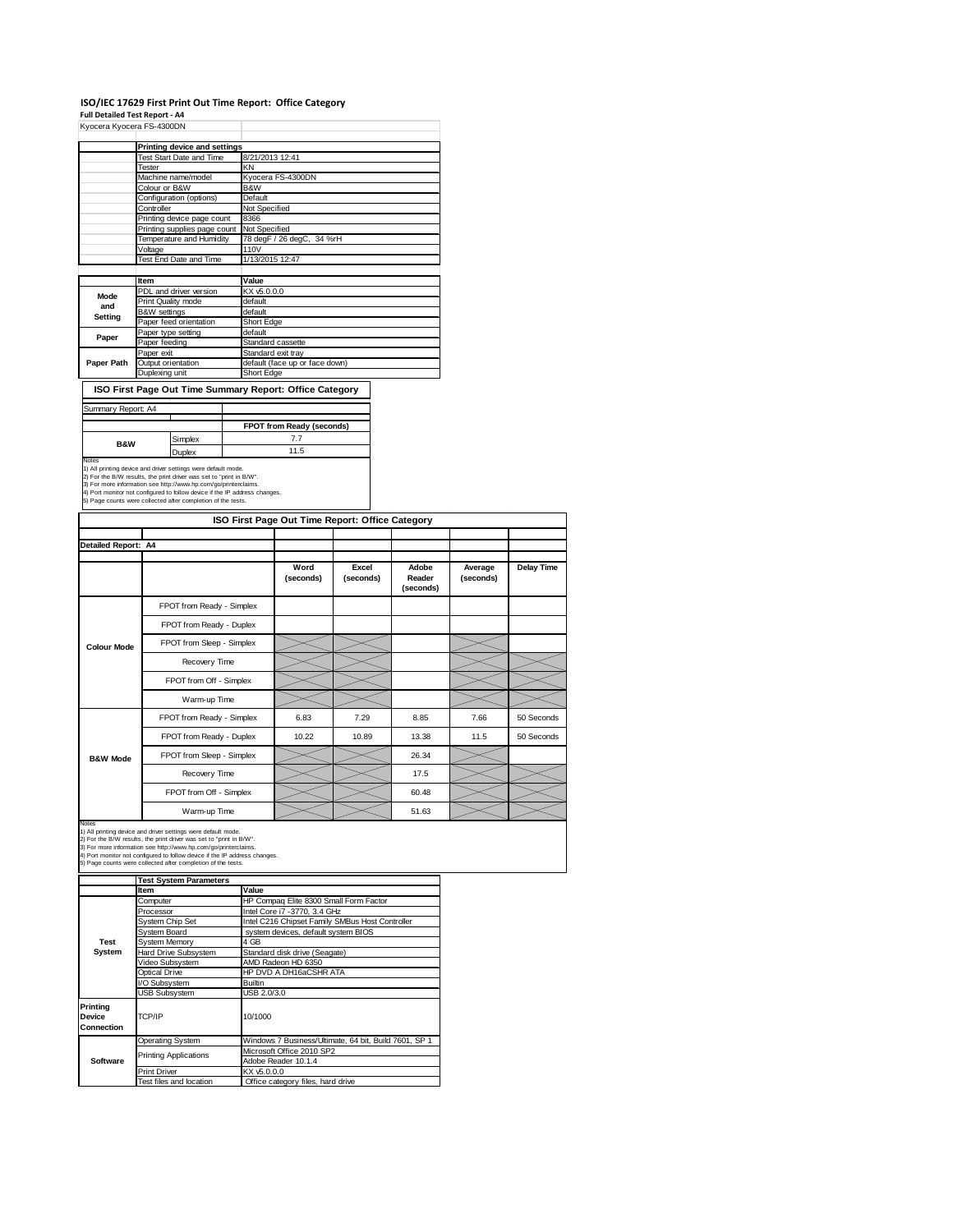# ISO/IEC 17629 First Print Out Time Report: Office Category

**Full Detailed Test Report - A4**

Kyocera Kyocera FS-4300DN

| | | |
|---|---|---|
| | **Printing device and settings** | |
| | Test Start Date and Time | 8/21/2013 12:41 |
| | Tester | KN |
| | Machine name/model | Kyocera FS-4300DN |
| | Colour or B&W | B&W |
| | Configuration (options) | Default |
| | Controller | Not Specified |
| | Printing device page count | 8366 |
| | Printing supplies page count | Not Specified |
| | Temperature and Humidity | 78 degF / 26 degC, 34 %rH |
| | Voltage | 110V |
| | Test End Date and Time | 1/13/2015 12:47 |
| | **Item** | **Value** |
| **Mode and Setting** | PDL and driver version | KX v5.0.0.0 |
| | Print Quality mode | default |
| | B&W settings | default |
| | Paper feed orientation | Short Edge |
| **Paper** | Paper type setting | default |
| | Paper feeding | Standard cassette |
| **Paper Path** | Paper exit | Standard exit tray |
| | Output orientation | default (face up or face down) |
| | Duplexing unit | Short Edge |

## ISO First Page Out Time Summary Report: Office Category

Summary Report: A4

| | | FPOT from Ready (seconds) |
|---|---|---|
| **B&W** | Simplex | 7.7 |
| | Duplex | 11.5 |

Notes
1) All printing device and driver settings were default mode.
2) For the B/W results, the print driver was set to "print in B/W".
3) For more information see http://www.hp.com/go/printerclaims.
4) Port monitor not configured to follow device if the IP address changes.
5) Page counts were collected after completion of the tests.

## ISO First Page Out Time Report: Office Category

Detailed Report: A4

| | | Word (seconds) | Excel (seconds) | Adobe Reader (seconds) | Average (seconds) | Delay Time |
|---|---|---|---|---|---|---|
| **Colour Mode** | FPOT from Ready - Simplex | | | | | |
| | FPOT from Ready - Duplex | | | | | |
| | FPOT from Sleep - Simplex | | | | | |
| | Recovery Time | | | | | |
| | FPOT from Off - Simplex | | | | | |
| | Warm-up Time | | | | | |
| **B&W Mode** | FPOT from Ready - Simplex | 6.83 | 7.29 | 8.85 | 7.66 | 50 Seconds |
| | FPOT from Ready - Duplex | 10.22 | 10.89 | 13.38 | 11.5 | 50 Seconds |
| | FPOT from Sleep - Simplex | | | 26.34 | | |
| | Recovery Time | | | 17.5 | | |
| | FPOT from Off - Simplex | | | 60.48 | | |
| | Warm-up Time | | | 51.63 | | |

Notes
1) All printing device and driver settings were default mode.
2) For the B/W results, the print driver was set to "print in B/W".
3) For more information see http://www.hp.com/go/printerclaims.
4) Port monitor not configured to follow device if the IP address changes.
5) Page counts were collected after completion of the tests.

| | | |
|---|---|---|
| | **Test System Parameters** | |
| | **Item** | **Value** |
| **Test System** | Computer | HP Compaq Elite 8300 Small Form Factor |
| | Processor | Intel Core i7 -3770, 3.4 GHz |
| | System Chip Set | Intel C216 Chipset Family SMBus Host Controller |
| | System Board | system devices, default system BIOS |
| | System Memory | 4 GB |
| | Hard Drive Subsystem | Standard disk drive (Seagate) |
| | Video Subsystem | AMD Radeon HD 6350 |
| | Optical Drive | HP DVD A DH16aCSHR ATA |
| | I/O Subsystem | Builtin |
| | USB Subsystem | USB 2.0/3.0 |
| **Printing Device Connection** | TCP/IP | 10/1000 |
| **Software** | Operating System | Windows 7 Business/Ultimate, 64 bit, Build 7601, SP 1 |
| | Printing Applications | Microsoft Office 2010 SP2 |
| | | Adobe Reader 10.1.4 |
| | Print Driver | KX v5.0.0.0 |
| | Test files and location | Office category files, hard drive |